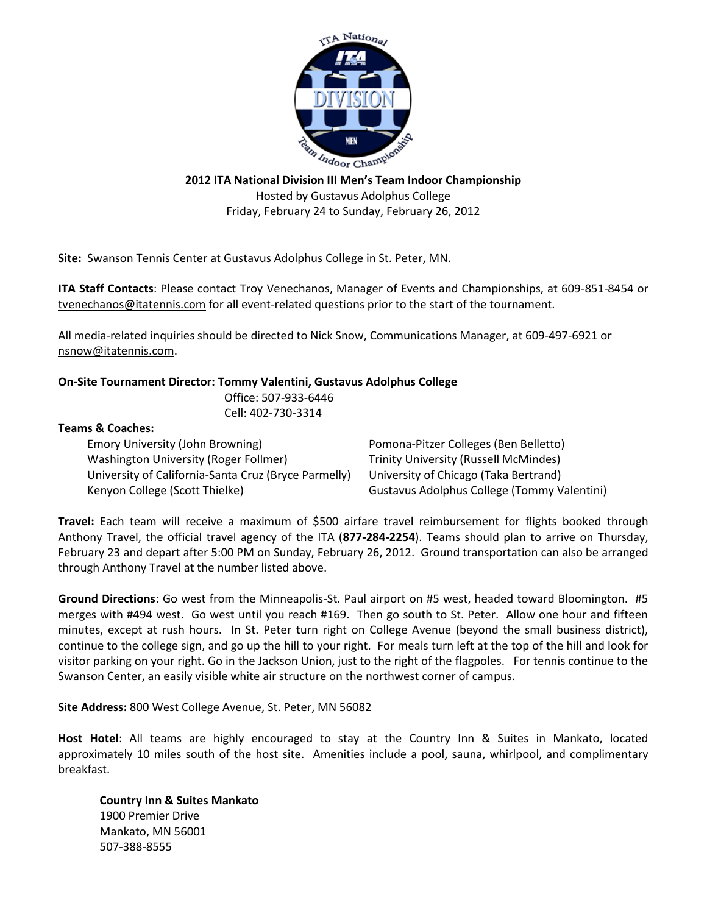**2012 ITA National Division III Men's Team Indoor Championship**

Hosted by Gustavus Adolphus College

Friday, February 24 to Sunday, February 26, 2012

**Site:** Swanson Tennis Center at Gustavus Adolphus College in St. Peter, MN.

**ITA Staff Contacts**: Please contact Troy Venechanos, Manager of Events and Championships, at 609-851-8454 or tvenechanos@itatennis.com for all event-related questions prior to the start of the tournament.

All media-related inquiries should be directed to Nick Snow, Communications Manager, at 609-497-6921 or nsnow@itatennis.com.

**On-Site Tournament Director: Tommy Valentini, Gustavus Adolphus College**

Office: 507-933-6446

Cell: 402-730-3314

**Teams & Coaches:**

- Emory University (John Browning)
- Washington University (Roger Follmer)
- University of California-Santa Cruz (Bryce Parmelly)
- Kenyon College (Scott Thielke)
- Pomona-Pitzer Colleges (Ben Belletto)
- Trinity University (Russell McMindes)
- University of Chicago (Taka Bertrand)
- Gustavus Adolphus College (Tommy Valentini)

**Travel:** Each team will receive a maximum of $500 airfare travel reimbursement for flights booked through Anthony Travel, the official travel agency of the ITA (**877-284-2254**). Teams should plan to arrive on Thursday, February 23 and depart after 5:00 PM on Sunday, February 26, 2012. Ground transportation can also be arranged through Anthony Travel at the number listed above.

**Ground Directions**: Go west from the Minneapolis-St. Paul airport on #5 west, headed toward Bloomington. #5 merges with #494 west. Go west until you reach #169. Then go south to St. Peter. Allow one hour and fifteen minutes, except at rush hours. In St. Peter turn right on College Avenue (beyond the small business district), continue to the college sign, and go up the hill to your right. For meals turn left at the top of the hill and look for visitor parking on your right. Go in the Jackson Union, just to the right of the flagpoles. For tennis continue to the Swanson Center, an easily visible white air structure on the northwest corner of campus.

**Site Address:** 800 West College Avenue, St. Peter, MN 56082

**Host Hotel**: All teams are highly encouraged to stay at the Country Inn & Suites in Mankato, located approximately 10 miles south of the host site. Amenities include a pool, sauna, whirlpool, and complimentary breakfast.

**Country Inn & Suites Mankato**

1900 Premier Drive

Mankato, MN 56001

507-388-8555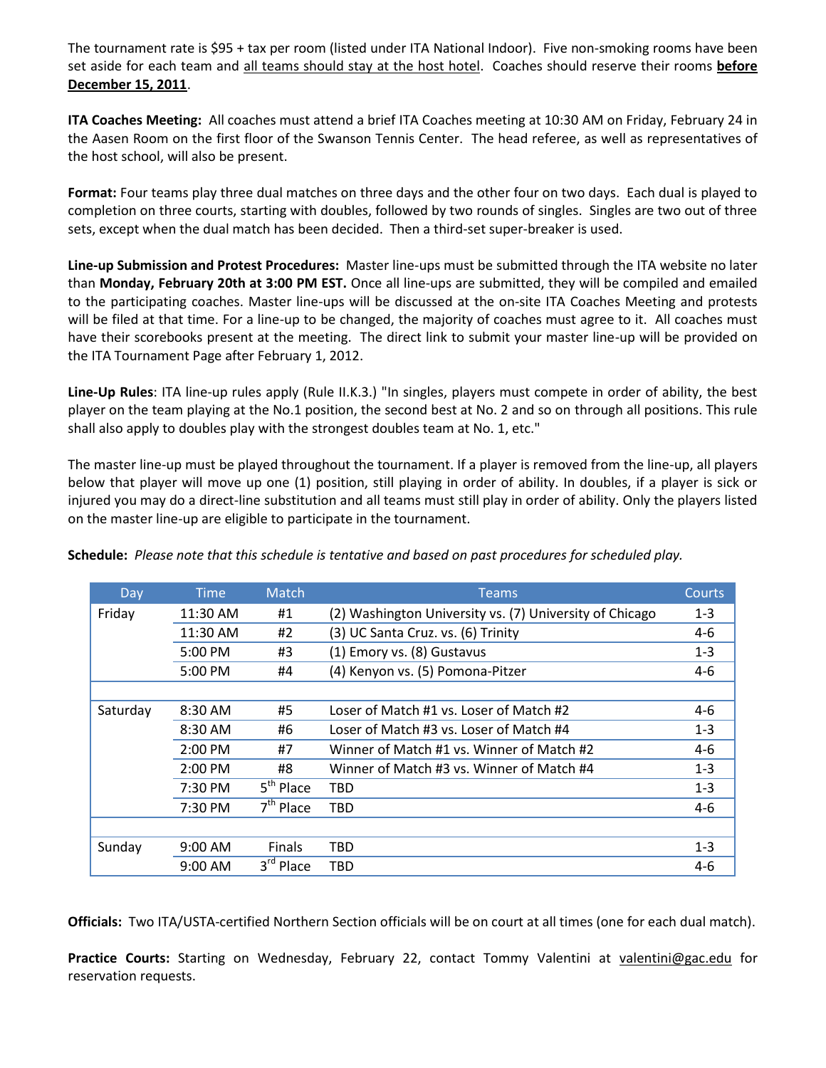The tournament rate is $95 + tax per room (listed under ITA National Indoor). Five non-smoking rooms have been set aside for each team and all teams should stay at the host hotel. Coaches should reserve their rooms **before December 15, 2011**.

**ITA Coaches Meeting:** All coaches must attend a brief ITA Coaches meeting at 10:30 AM on Friday, February 24 in the Aasen Room on the first floor of the Swanson Tennis Center. The head referee, as well as representatives of the host school, will also be present.

**Format:** Four teams play three dual matches on three days and the other four on two days. Each dual is played to completion on three courts, starting with doubles, followed by two rounds of singles. Singles are two out of three sets, except when the dual match has been decided. Then a third-set super-breaker is used.

**Line-up Submission and Protest Procedures:** Master line-ups must be submitted through the ITA website no later than **Monday, February 20th at 3:00 PM EST.** Once all line-ups are submitted, they will be compiled and emailed to the participating coaches. Master line-ups will be discussed at the on-site ITA Coaches Meeting and protests will be filed at that time. For a line-up to be changed, the majority of coaches must agree to it. All coaches must have their scorebooks present at the meeting. The direct link to submit your master line-up will be provided on the ITA Tournament Page after February 1, 2012.

**Line-Up Rules**: ITA line-up rules apply (Rule II.K.3.) "In singles, players must compete in order of ability, the best player on the team playing at the No.1 position, the second best at No. 2 and so on through all positions. This rule shall also apply to doubles play with the strongest doubles team at No. 1, etc."

The master line-up must be played throughout the tournament. If a player is removed from the line-up, all players below that player will move up one (1) position, still playing in order of ability. In doubles, if a player is sick or injured you may do a direct-line substitution and all teams must still play in order of ability. Only the players listed on the master line-up are eligible to participate in the tournament.

**Schedule:** *Please note that this schedule is tentative and based on past procedures for scheduled play.*

| Day | Time | Match | Teams | Courts |
|---|---|---|---|---|
| Friday | 11:30 AM | #1 | (2) Washington University vs. (7) University of Chicago | 1-3 |
| | 11:30 AM | #2 | (3) UC Santa Cruz. vs. (6) Trinity | 4-6 |
| | 5:00 PM | #3 | (1) Emory vs. (8) Gustavus | 1-3 |
| | 5:00 PM | #4 | (4) Kenyon vs. (5) Pomona-Pitzer | 4-6 |
| | | | | |
| Saturday | 8:30 AM | #5 | Loser of Match #1 vs. Loser of Match #2 | 4-6 |
| | 8:30 AM | #6 | Loser of Match #3 vs. Loser of Match #4 | 1-3 |
| | 2:00 PM | #7 | Winner of Match #1 vs. Winner of Match #2 | 4-6 |
| | 2:00 PM | #8 | Winner of Match #3 vs. Winner of Match #4 | 1-3 |
| | 7:30 PM | 5th Place | TBD | 1-3 |
| | 7:30 PM | 7th Place | TBD | 4-6 |
| | | | | |
| Sunday | 9:00 AM | Finals | TBD | 1-3 |
| | 9:00 AM | 3rd Place | TBD | 4-6 |

**Officials:** Two ITA/USTA-certified Northern Section officials will be on court at all times (one for each dual match).

**Practice Courts:** Starting on Wednesday, February 22, contact Tommy Valentini at valentini@gac.edu for reservation requests.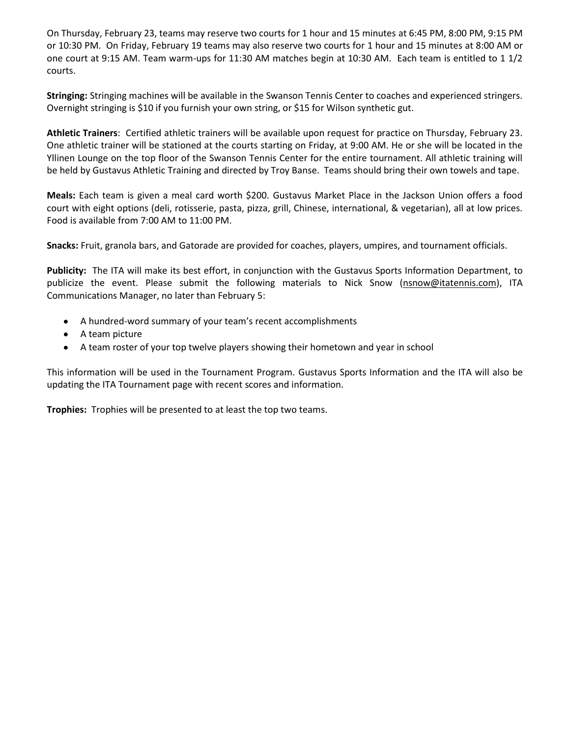On Thursday, February 23, teams may reserve two courts for 1 hour and 15 minutes at 6:45 PM, 8:00 PM, 9:15 PM or 10:30 PM. On Friday, February 19 teams may also reserve two courts for 1 hour and 15 minutes at 8:00 AM or one court at 9:15 AM. Team warm-ups for 11:30 AM matches begin at 10:30 AM. Each team is entitled to 1 1/2 courts.

**Stringing:** Stringing machines will be available in the Swanson Tennis Center to coaches and experienced stringers. Overnight stringing is $10 if you furnish your own string, or $15 for Wilson synthetic gut.

**Athletic Trainers**: Certified athletic trainers will be available upon request for practice on Thursday, February 23. One athletic trainer will be stationed at the courts starting on Friday, at 9:00 AM. He or she will be located in the Yllinen Lounge on the top floor of the Swanson Tennis Center for the entire tournament. All athletic training will be held by Gustavus Athletic Training and directed by Troy Banse. Teams should bring their own towels and tape.

**Meals:** Each team is given a meal card worth $200. Gustavus Market Place in the Jackson Union offers a food court with eight options (deli, rotisserie, pasta, pizza, grill, Chinese, international, & vegetarian), all at low prices. Food is available from 7:00 AM to 11:00 PM.

**Snacks:** Fruit, granola bars, and Gatorade are provided for coaches, players, umpires, and tournament officials.

**Publicity:** The ITA will make its best effort, in conjunction with the Gustavus Sports Information Department, to publicize the event. Please submit the following materials to Nick Snow (nsnow@itatennis.com), ITA Communications Manager, no later than February 5:

- A hundred-word summary of your team's recent accomplishments
- A team picture
- A team roster of your top twelve players showing their hometown and year in school

This information will be used in the Tournament Program. Gustavus Sports Information and the ITA will also be updating the ITA Tournament page with recent scores and information.

**Trophies:** Trophies will be presented to at least the top two teams.